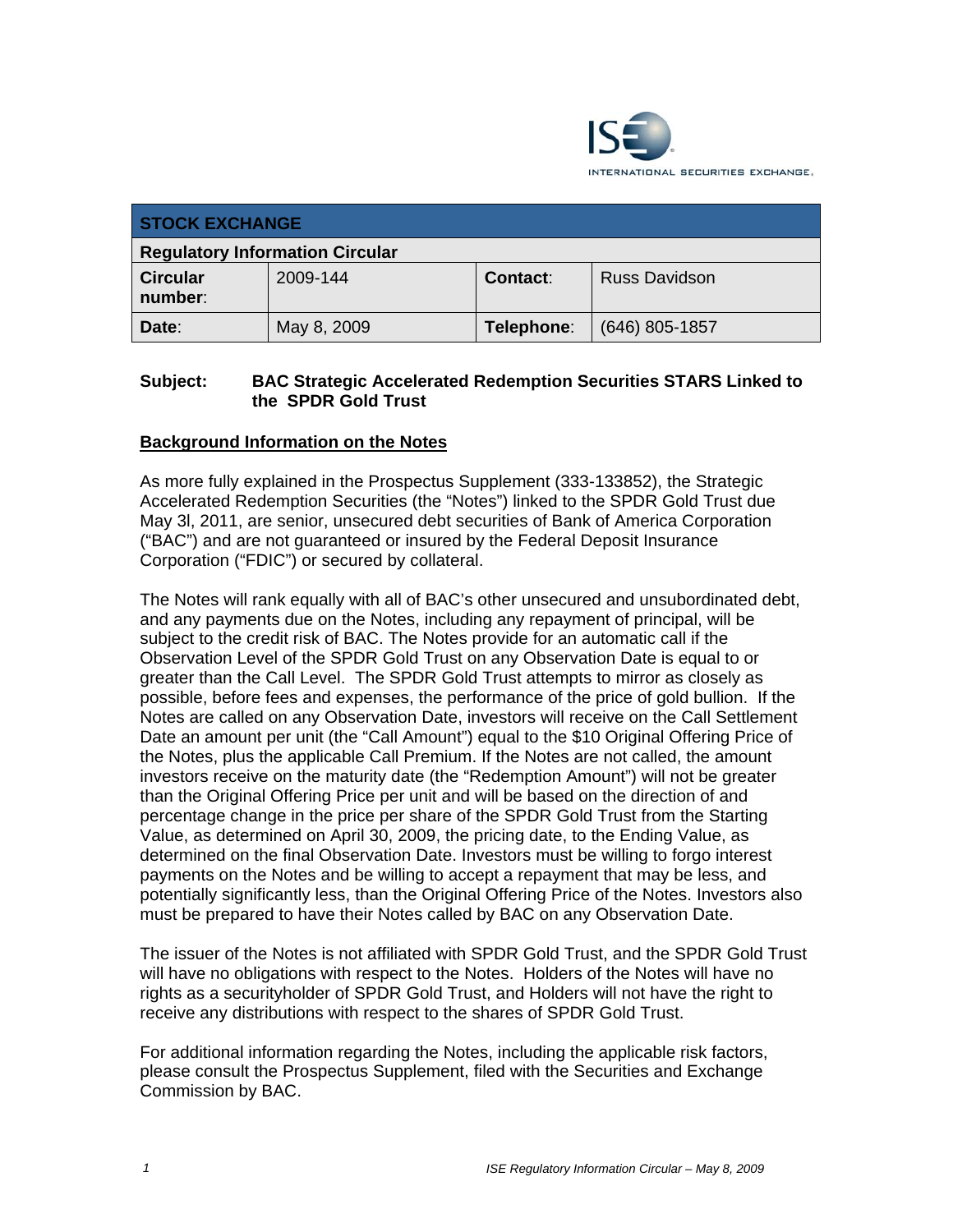| STOCK EXCHANGE | | | |
|---|---|---|---|
| Regulatory Information Circular | | | |
| **Circular number:** | 2009-144 | **Contact:** | Russ Davidson |
| **Date:** | May 8, 2009 | **Telephone:** | (646) 805-1857 |

**Subject: BAC Strategic Accelerated Redemption Securities STARS Linked to the SPDR Gold Trust**

## Background Information on the Notes

As more fully explained in the Prospectus Supplement (333-133852), the Strategic Accelerated Redemption Securities (the "Notes") linked to the SPDR Gold Trust due May 3l, 2011, are senior, unsecured debt securities of Bank of America Corporation ("BAC") and are not guaranteed or insured by the Federal Deposit Insurance Corporation ("FDIC") or secured by collateral.

The Notes will rank equally with all of BAC's other unsecured and unsubordinated debt, and any payments due on the Notes, including any repayment of principal, will be subject to the credit risk of BAC. The Notes provide for an automatic call if the Observation Level of the SPDR Gold Trust on any Observation Date is equal to or greater than the Call Level. The SPDR Gold Trust attempts to mirror as closely as possible, before fees and expenses, the performance of the price of gold bullion. If the Notes are called on any Observation Date, investors will receive on the Call Settlement Date an amount per unit (the "Call Amount") equal to the $10 Original Offering Price of the Notes, plus the applicable Call Premium. If the Notes are not called, the amount investors receive on the maturity date (the "Redemption Amount") will not be greater than the Original Offering Price per unit and will be based on the direction of and percentage change in the price per share of the SPDR Gold Trust from the Starting Value, as determined on April 30, 2009, the pricing date, to the Ending Value, as determined on the final Observation Date. Investors must be willing to forgo interest payments on the Notes and be willing to accept a repayment that may be less, and potentially significantly less, than the Original Offering Price of the Notes. Investors also must be prepared to have their Notes called by BAC on any Observation Date.

The issuer of the Notes is not affiliated with SPDR Gold Trust, and the SPDR Gold Trust will have no obligations with respect to the Notes. Holders of the Notes will have no rights as a securityholder of SPDR Gold Trust, and Holders will not have the right to receive any distributions with respect to the shares of SPDR Gold Trust.

For additional information regarding the Notes, including the applicable risk factors, please consult the Prospectus Supplement, filed with the Securities and Exchange Commission by BAC.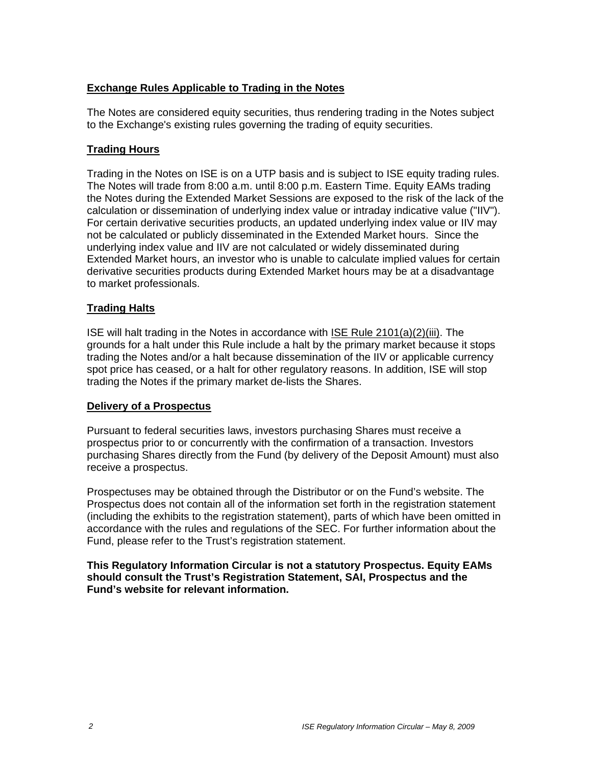## Exchange Rules Applicable to Trading in the Notes

The Notes are considered equity securities, thus rendering trading in the Notes subject to the Exchange's existing rules governing the trading of equity securities.

## Trading Hours

Trading in the Notes on ISE is on a UTP basis and is subject to ISE equity trading rules. The Notes will trade from 8:00 a.m. until 8:00 p.m. Eastern Time. Equity EAMs trading the Notes during the Extended Market Sessions are exposed to the risk of the lack of the calculation or dissemination of underlying index value or intraday indicative value ("IIV"). For certain derivative securities products, an updated underlying index value or IIV may not be calculated or publicly disseminated in the Extended Market hours. Since the underlying index value and IIV are not calculated or widely disseminated during Extended Market hours, an investor who is unable to calculate implied values for certain derivative securities products during Extended Market hours may be at a disadvantage to market professionals.

## Trading Halts

ISE will halt trading in the Notes in accordance with ISE Rule 2101(a)(2)(iii). The grounds for a halt under this Rule include a halt by the primary market because it stops trading the Notes and/or a halt because dissemination of the IIV or applicable currency spot price has ceased, or a halt for other regulatory reasons. In addition, ISE will stop trading the Notes if the primary market de-lists the Shares.

## Delivery of a Prospectus

Pursuant to federal securities laws, investors purchasing Shares must receive a prospectus prior to or concurrently with the confirmation of a transaction. Investors purchasing Shares directly from the Fund (by delivery of the Deposit Amount) must also receive a prospectus.

Prospectuses may be obtained through the Distributor or on the Fund's website. The Prospectus does not contain all of the information set forth in the registration statement (including the exhibits to the registration statement), parts of which have been omitted in accordance with the rules and regulations of the SEC. For further information about the Fund, please refer to the Trust's registration statement.

**This Regulatory Information Circular is not a statutory Prospectus. Equity EAMs should consult the Trust's Registration Statement, SAI, Prospectus and the Fund's website for relevant information.**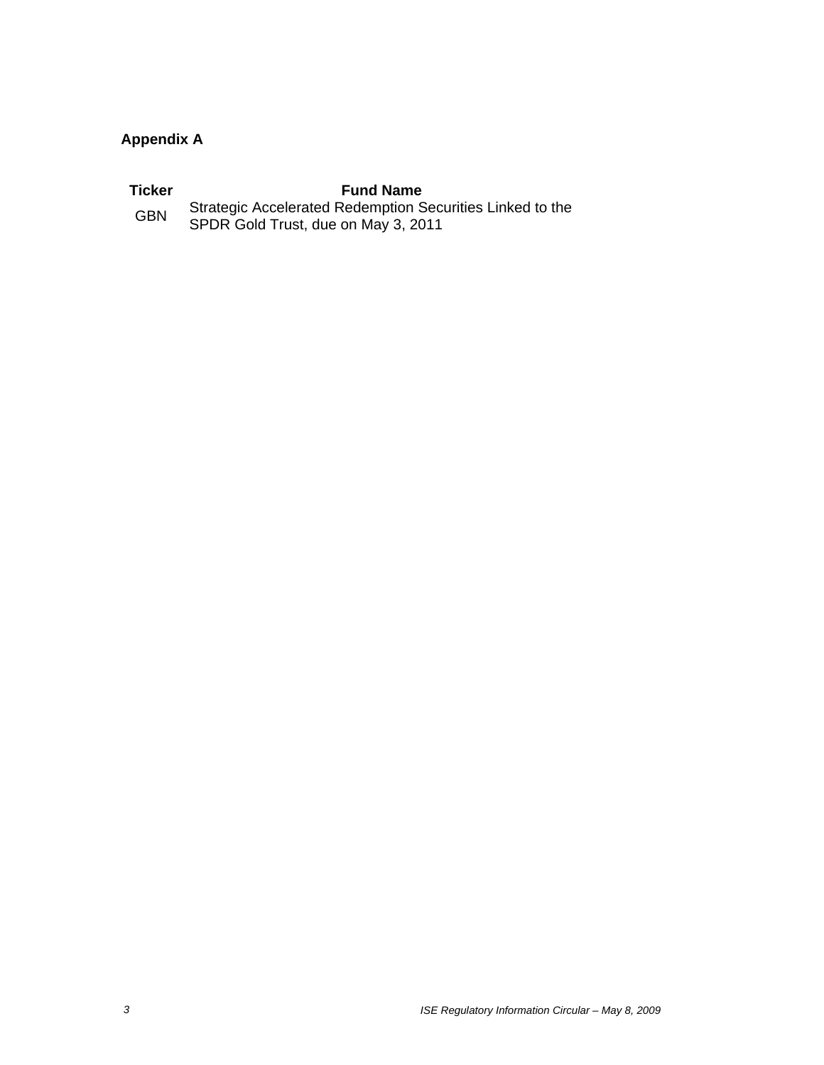## Appendix A

| Ticker | Fund Name |
|---|---|
| GBN | Strategic Accelerated Redemption Securities Linked to the SPDR Gold Trust, due on May 3, 2011 |